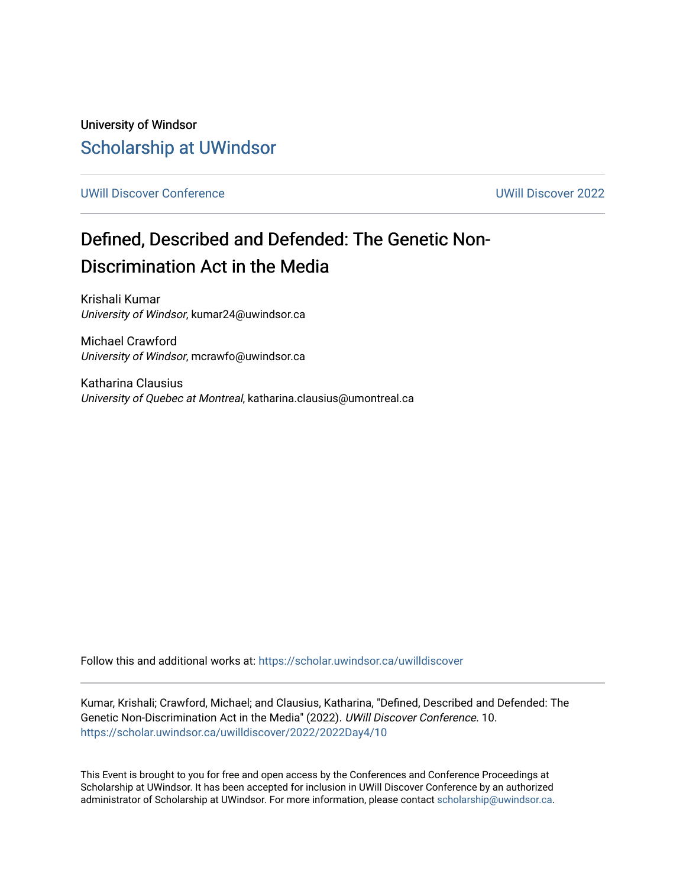University of Windsor

Scholarship at UWindsor

UWill Discover Conference

UWill Discover 2022

# Defined, Described and Defended: The Genetic Non-Discrimination Act in the Media

Krishali Kumar
*University of Windsor*, kumar24@uwindsor.ca

Michael Crawford
*University of Windsor*, mcrawfo@uwindsor.ca

Katharina Clausius
*University of Quebec at Montreal*, katharina.clausius@umontreal.ca

Follow this and additional works at: https://scholar.uwindsor.ca/uwilldiscover

Kumar, Krishali; Crawford, Michael; and Clausius, Katharina, "Defined, Described and Defended: The Genetic Non-Discrimination Act in the Media" (2022). *UWill Discover Conference*. 10.
https://scholar.uwindsor.ca/uwilldiscover/2022/2022Day4/10

This Event is brought to you for free and open access by the Conferences and Conference Proceedings at Scholarship at UWindsor. It has been accepted for inclusion in UWill Discover Conference by an authorized administrator of Scholarship at UWindsor. For more information, please contact scholarship@uwindsor.ca.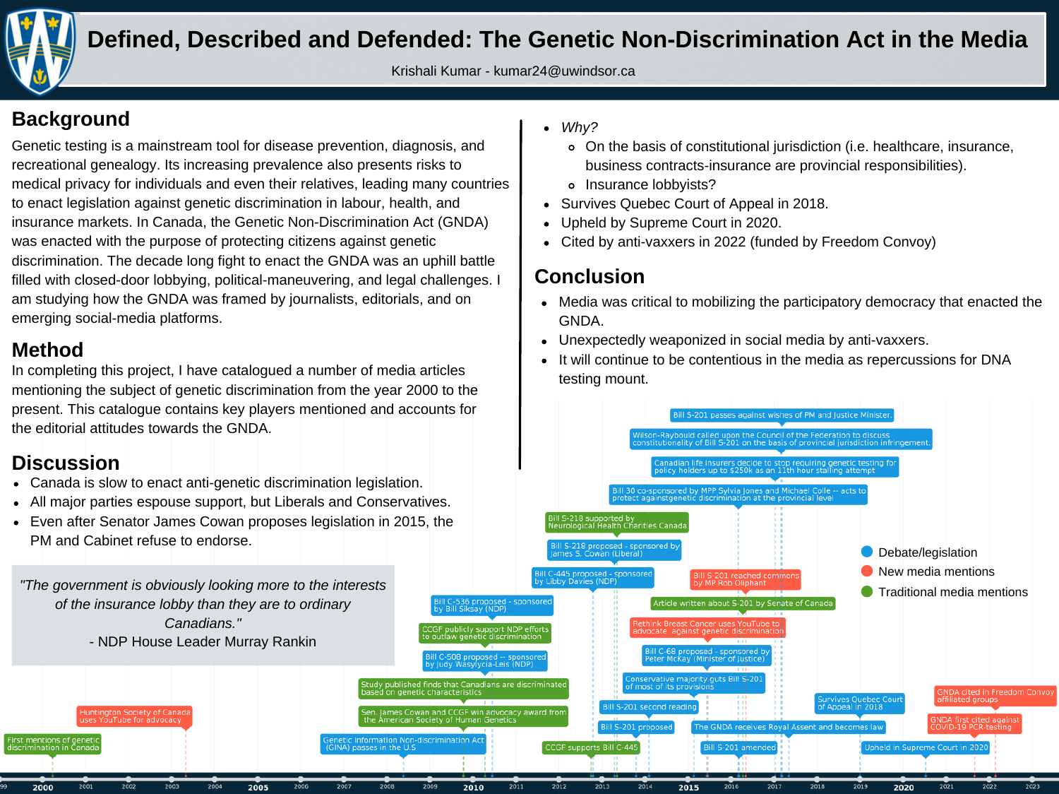# Defined, Described and Defended: The Genetic Non-Discrimination Act in the Media

Krishali Kumar - kumar24@uwindsor.ca

## Background

Genetic testing is a mainstream tool for disease prevention, diagnosis, and recreational genealogy. Its increasing prevalence also presents risks to medical privacy for individuals and even their relatives, leading many countries to enact legislation against genetic discrimination in labour, health, and insurance markets. In Canada, the Genetic Non-Discrimination Act (GNDA) was enacted with the purpose of protecting citizens against genetic discrimination. The decade long fight to enact the GNDA was an uphill battle filled with closed-door lobbying, political-maneuvering, and legal challenges. I am studying how the GNDA was framed by journalists, editorials, and on emerging social-media platforms.

## Method

In completing this project, I have catalogued a number of media articles mentioning the subject of genetic discrimination from the year 2000 to the present. This catalogue contains key players mentioned and accounts for the editorial attitudes towards the GNDA.

## Discussion

- Canada is slow to enact anti-genetic discrimination legislation.
- All major parties espouse support, but Liberals and Conservatives.
- Even after Senator James Cowan proposes legislation in 2015, the PM and Cabinet refuse to endorse.

> *"The government is obviously looking more to the interests of the insurance lobby than they are to ordinary Canadians."*
> - NDP House Leader Murray Rankin

- *Why?*
  - On the basis of constitutional jurisdiction (i.e. healthcare, insurance, business contracts-insurance are provincial responsibilities).
  - Insurance lobbyists?
- Survives Quebec Court of Appeal in 2018.
- Upheld by Supreme Court in 2020.
- Cited by anti-vaxxers in 2022 (funded by Freedom Convoy)

## Conclusion

- Media was critical to mobilizing the participatory democracy that enacted the GNDA.
- Unexpectedly weaponized in social media by anti-vaxxers.
- It will continue to be contentious in the media as repercussions for DNA testing mount.

Debate/legislation
New media mentions
Traditional media mentions

First mentions of genetic discrimination in Canada
Huntington Society of Canada uses YouTube for advocacy
Genetic Information Non-discrimination Act (GINA) passes in the U.S
Sen. James Cowan and CCGF win advocacy award from the American Society of Human Genetics
Study published finds that Canadians are discriminated based on genetic characteristics
Bill C-508 proposed -- sponsored by Judy Wasylycia-Leis (NDP)
CCGF publicly support NDP efforts to outlaw genetic discrimination
Bill C-536 proposed - sponsored by Bill Siksay (NDP)
Bill C-445 proposed - sponsored by Libby Davies (NDP)
Bill S-218 proposed - sponsored by James S. Cowan (Liberal)
Bill S-218 supported by Neurological Health Charities Canada
CCGF supports Bill C-445
Bill S-201 proposed
Bill S-201 second reading
Conservative majority guts Bill S-201 of most of its provisions
Bill C-68 proposed - sponsored by Peter McKay (Minister of Justice)
Rethink Breast Cancer uses YouTube to advocate against genetic discrimination
Article written about S-201 by Senate of Canada
Bill S-201 reached commons by MP Rob Oliphant
Bill 30 co-sponsored by MPP Sylvia Jones and Michael Colle -- acts to protect againstgenetic discrimination at the provincial level
Canadian life insurers decide to stop requiring genetic testing for policy holders up to $250k as an 11th hour stalling attempt
Wilson-Raybould called upon the Council of the Federation to discuss constitutionality of Bill S-201 on the basis of provincial jurisdiction infringement.
Bill S-201 passes against wishes of PM and Justice Minister.
Bill S-201 amended
The GNDA receives Royal Assent and becomes law
Survives Quebec Court of Appeal in 2018
Upheld in Supreme Court in 2020
GNDA first cited against COVID-19 PCR-testing
GNDA cited in Freedom Convoy affiliated groups

99 2000 2001 2002 2003 2004 2005 2006 2007 2008 2009 2010 2011 2012 2013 2014 2015 2016 2017 2018 2019 2020 2021 2022 2023